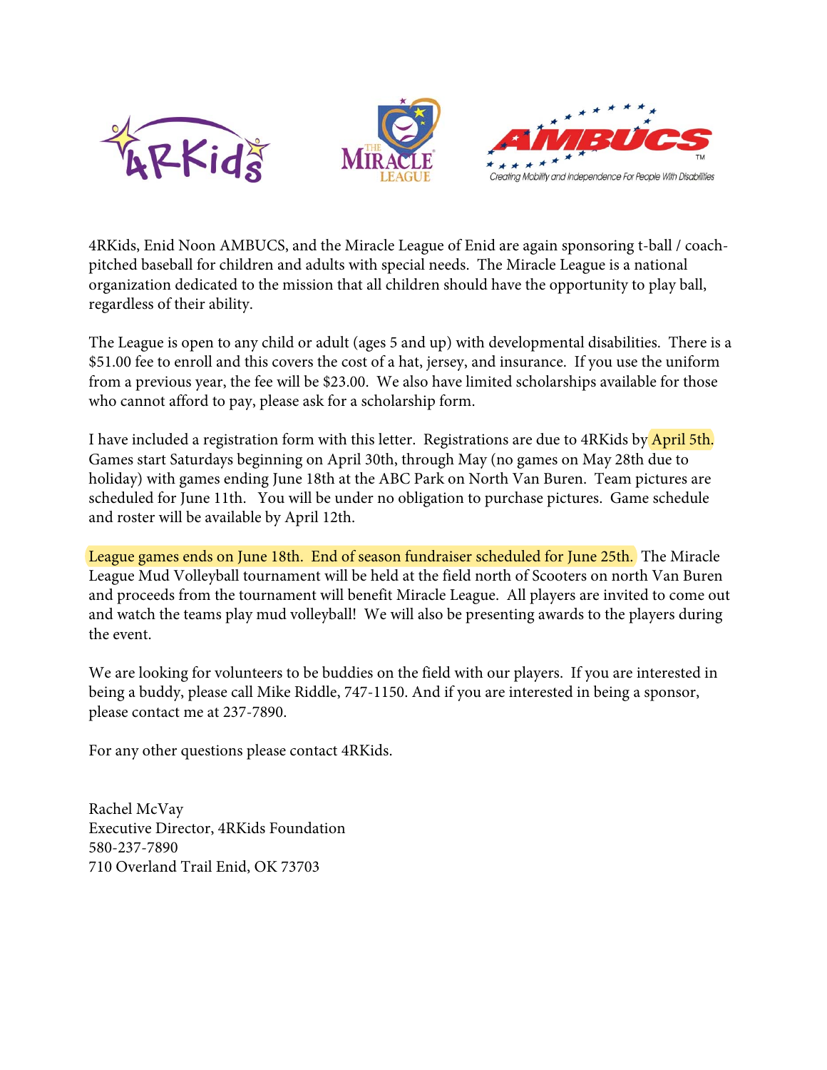4RKids, Enid Noon AMBUCS, and the Miracle League of Enid are again sponsoring t-ball / coach-pitched baseball for children and adults with special needs. The Miracle League is a national organization dedicated to the mission that all children should have the opportunity to play ball, regardless of their ability.

The League is open to any child or adult (ages 5 and up) with developmental disabilities. There is a $51.00 fee to enroll and this covers the cost of a hat, jersey, and insurance. If you use the uniform from a previous year, the fee will be $23.00. We also have limited scholarships available for those who cannot afford to pay, please ask for a scholarship form.

I have included a registration form with this letter. Registrations are due to 4RKids by April 5th. Games start Saturdays beginning on April 30th, through May (no games on May 28th due to holiday) with games ending June 18th at the ABC Park on North Van Buren. Team pictures are scheduled for June 11th. You will be under no obligation to purchase pictures. Game schedule and roster will be available by April 12th.

League games ends on June 18th. End of season fundraiser scheduled for June 25th. The Miracle League Mud Volleyball tournament will be held at the field north of Scooters on north Van Buren and proceeds from the tournament will benefit Miracle League. All players are invited to come out and watch the teams play mud volleyball! We will also be presenting awards to the players during the event.

We are looking for volunteers to be buddies on the field with our players. If you are interested in being a buddy, please call Mike Riddle, 747-1150. And if you are interested in being a sponsor, please contact me at 237-7890.

For any other questions please contact 4RKids.

Rachel McVay
Executive Director, 4RKids Foundation
580-237-7890
710 Overland Trail Enid, OK 73703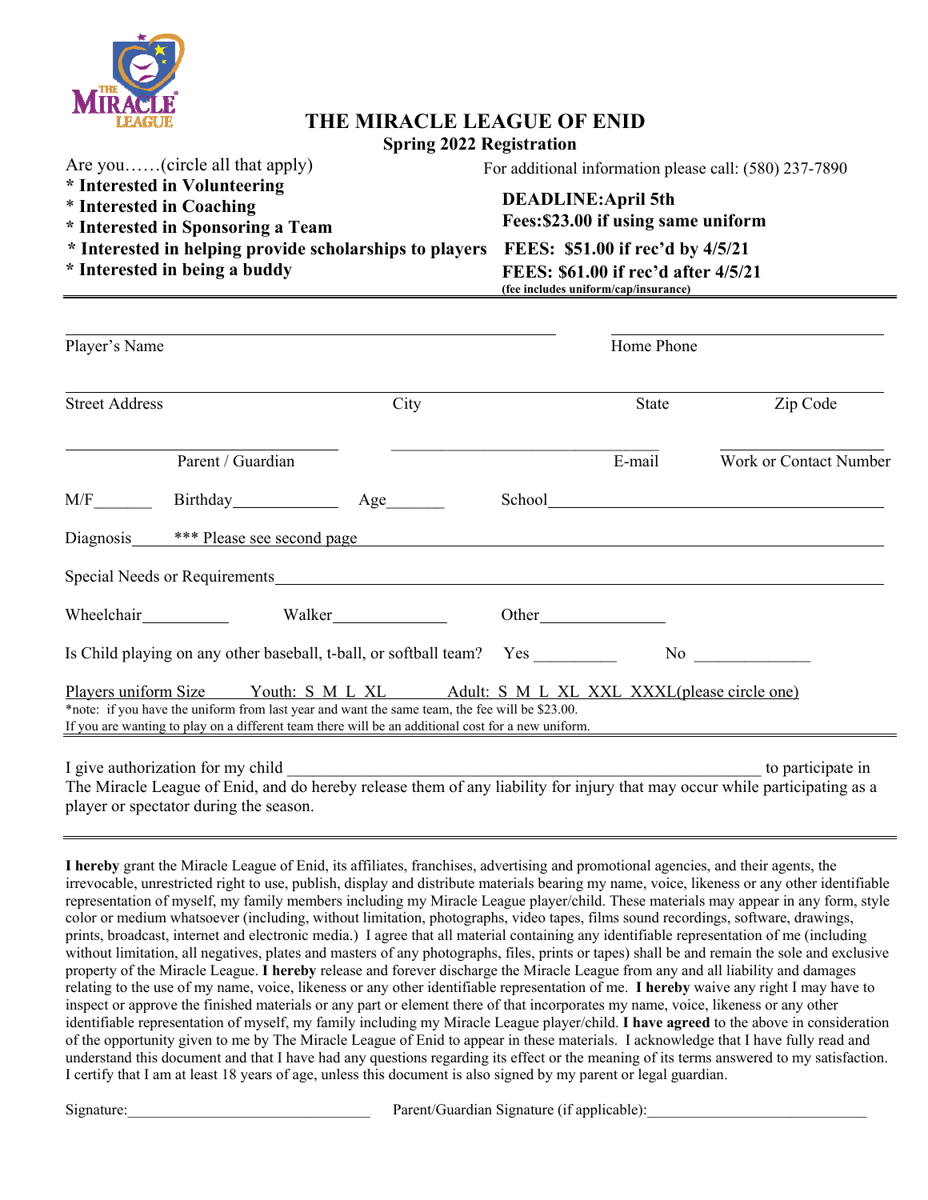# THE MIRACLE LEAGUE OF ENID

**Spring 2022 Registration**

Are you……(circle all that apply)

- **Interested in Volunteering**
- **Interested in Coaching**
- **Interested in Sponsoring a Team**
- **Interested in helping provide scholarships to players**
- **Interested in being a buddy**

For additional information please call: (580) 237-7890

**DEADLINE:April 5th**
**Fees:$23.00 if using same uniform**
**FEES: $51.00 if rec'd by 4/5/21**
**FEES: $61.00 if rec'd after 4/5/21**
**(fee includes uniform/cap/insurance)**

---

Player's Name ______________________ Home Phone ______________________

Street Address ______________ City ______________ State ______________ Zip Code ______________

Parent / Guardian ______________ E-mail ______________ Work or Contact Number ______________

M/F_______ Birthday_____________ Age_______ School_____________________________

Diagnosis_____ *** Please see second page _____________________________

Special Needs or Requirements_____________________________

Wheelchair__________ Walker______________ Other________________

Is Child playing on any other baseball, t-ball, or softball team? Yes __________ No ______________

Players uniform Size Youth: S M L XL Adult: S M L XL XXL XXXL(please circle one)

*note: if you have the uniform from last year and want the same team, the fee will be $23.00.
If you are wanting to play on a different team there will be an additional cost for a new uniform.

---

I give authorization for my child ____________________________________________ to participate in The Miracle League of Enid, and do hereby release them of any liability for injury that may occur while participating as a player or spectator during the season.

---

**I hereby** grant the Miracle League of Enid, its affiliates, franchises, advertising and promotional agencies, and their agents, the irrevocable, unrestricted right to use, publish, display and distribute materials bearing my name, voice, likeness or any other identifiable representation of myself, my family members including my Miracle League player/child. These materials may appear in any form, style color or medium whatsoever (including, without limitation, photographs, video tapes, films sound recordings, software, drawings, prints, broadcast, internet and electronic media.) I agree that all material containing any identifiable representation of me (including without limitation, all negatives, plates and masters of any photographs, files, prints or tapes) shall be and remain the sole and exclusive property of the Miracle League. **I hereby** release and forever discharge the Miracle League from any and all liability and damages relating to the use of my name, voice, likeness or any other identifiable representation of me. **I hereby** waive any right I may have to inspect or approve the finished materials or any part or element there of that incorporates my name, voice, likeness or any other identifiable representation of myself, my family including my Miracle League player/child. **I have agreed** to the above in consideration of the opportunity given to me by The Miracle League of Enid to appear in these materials. I acknowledge that I have fully read and understand this document and that I have had any questions regarding its effect or the meaning of its terms answered to my satisfaction. I certify that I am at least 18 years of age, unless this document is also signed by my parent or legal guardian.

Signature:_______________________________ Parent/Guardian Signature (if applicable):___________________________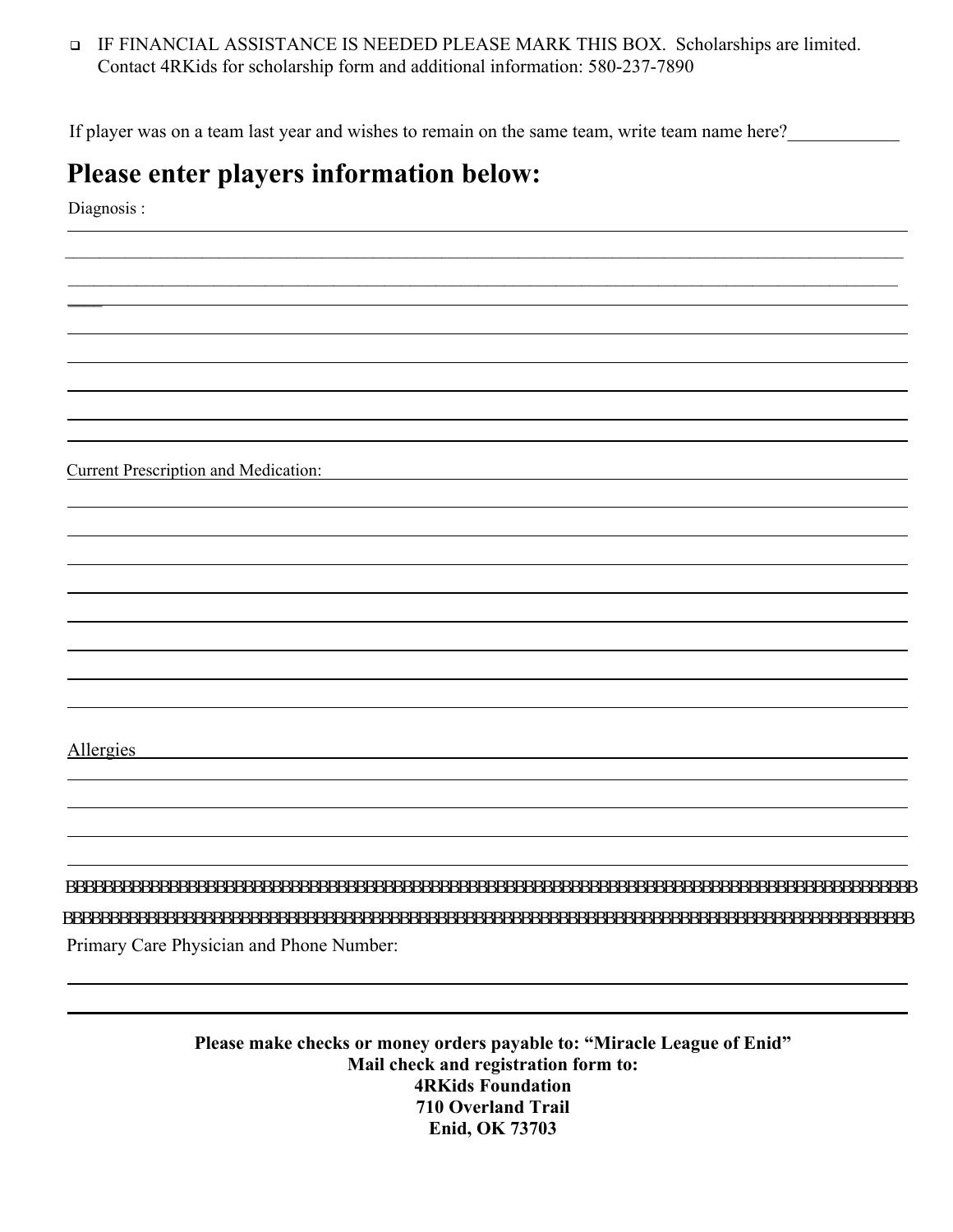- ☐ IF FINANCIAL ASSISTANCE IS NEEDED PLEASE MARK THIS BOX. Scholarships are limited. Contact 4RKids for scholarship form and additional information: 580-237-7890

If player was on a team last year and wishes to remain on the same team, write team name here?____________

## Please enter players information below:

Diagnosis :

Current Prescription and Medication:

Allergies

BBBBBBBBBBBBBBBBBBBBBBBBBBBBBBBBBBBBBBBBBBBBBBBBBBBBBBBBBBBBBBBBBBBBBBBBBBBBBBBBBBB

BBBBBBBBBBBBBBBBBBBBBBBBBBBBBBBBBBBBBBBBBBBBBBBBBBBBBBBBBBBBBBBBBBBBBBBBBBBBBBBBBBB

Primary Care Physician and Phone Number:

**Please make checks or money orders payable to: "Miracle League of Enid"**
**Mail check and registration form to:**
**4RKids Foundation**
**710 Overland Trail**
**Enid, OK 73703**